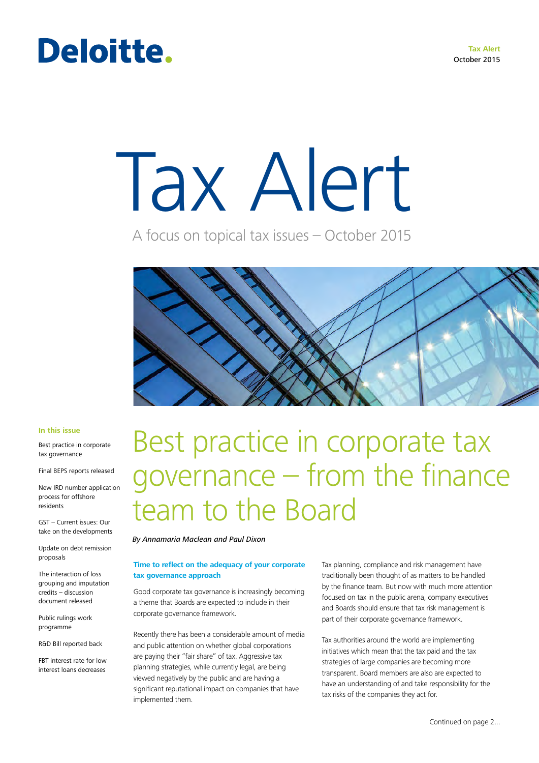Deloitte.

**Tax Alert**
October 2015

# Tax Alert

A focus on topical tax issues – October 2015

**In this issue**

- Best practice in corporate tax governance
- Final BEPS reports released
- New IRD number application process for offshore residents
- GST – Current issues: Our take on the developments
- Update on debt remission proposals
- The interaction of loss grouping and imputation credits – discussion document released
- Public rulings work programme
- R&D Bill reported back
- FBT interest rate for low interest loans decreases

## Best practice in corporate tax governance – from the finance team to the Board

*By Annamaria Maclean and Paul Dixon*

### Time to reflect on the adequacy of your corporate tax governance approach

Good corporate tax governance is increasingly becoming a theme that Boards are expected to include in their corporate governance framework.

Recently there has been a considerable amount of media and public attention on whether global corporations are paying their "fair share" of tax. Aggressive tax planning strategies, while currently legal, are being viewed negatively by the public and are having a significant reputational impact on companies that have implemented them.

Tax planning, compliance and risk management have traditionally been thought of as matters to be handled by the finance team. But now with much more attention focused on tax in the public arena, company executives and Boards should ensure that tax risk management is part of their corporate governance framework.

Tax authorities around the world are implementing initiatives which mean that the tax paid and the tax strategies of large companies are becoming more transparent. Board members are also are expected to have an understanding of and take responsibility for the tax risks of the companies they act for.

Continued on page 2...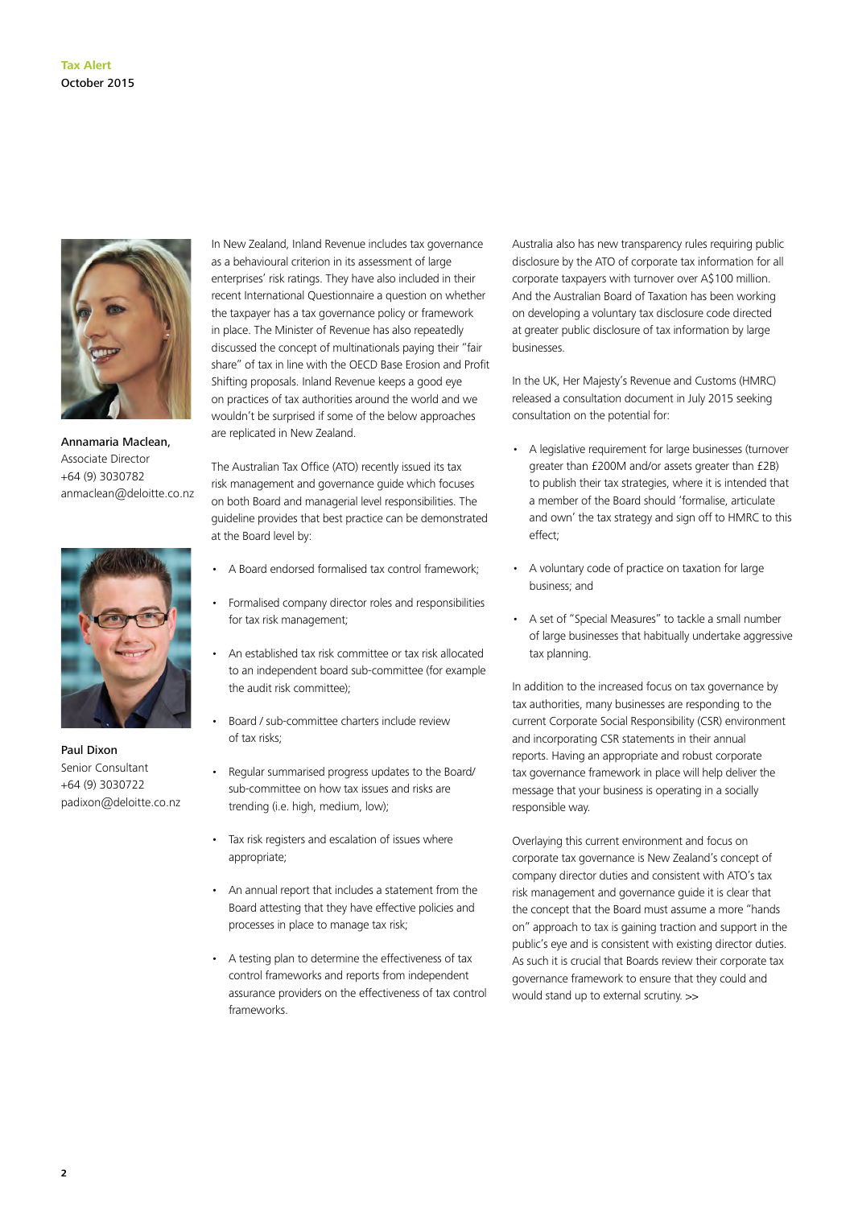Annamaria Maclean,
Associate Director
+64 (9) 3030782
anmaclean@deloitte.co.nz

Paul Dixon
Senior Consultant
+64 (9) 3030722
padixon@deloitte.co.nz

In New Zealand, Inland Revenue includes tax governance as a behavioural criterion in its assessment of large enterprises' risk ratings. They have also included in their recent International Questionnaire a question on whether the taxpayer has a tax governance policy or framework in place. The Minister of Revenue has also repeatedly discussed the concept of multinationals paying their "fair share" of tax in line with the OECD Base Erosion and Profit Shifting proposals. Inland Revenue keeps a good eye on practices of tax authorities around the world and we wouldn't be surprised if some of the below approaches are replicated in New Zealand.

The Australian Tax Office (ATO) recently issued its tax risk management and governance guide which focuses on both Board and managerial level responsibilities. The guideline provides that best practice can be demonstrated at the Board level by:

- A Board endorsed formalised tax control framework;
- Formalised company director roles and responsibilities for tax risk management;
- An established tax risk committee or tax risk allocated to an independent board sub-committee (for example the audit risk committee);
- Board / sub-committee charters include review of tax risks;
- Regular summarised progress updates to the Board/ sub-committee on how tax issues and risks are trending (i.e. high, medium, low);
- Tax risk registers and escalation of issues where appropriate;
- An annual report that includes a statement from the Board attesting that they have effective policies and processes in place to manage tax risk;
- A testing plan to determine the effectiveness of tax control frameworks and reports from independent assurance providers on the effectiveness of tax control frameworks.

Australia also has new transparency rules requiring public disclosure by the ATO of corporate tax information for all corporate taxpayers with turnover over A$100 million. And the Australian Board of Taxation has been working on developing a voluntary tax disclosure code directed at greater public disclosure of tax information by large businesses.

In the UK, Her Majesty's Revenue and Customs (HMRC) released a consultation document in July 2015 seeking consultation on the potential for:

- A legislative requirement for large businesses (turnover greater than £200M and/or assets greater than £2B) to publish their tax strategies, where it is intended that a member of the Board should 'formalise, articulate and own' the tax strategy and sign off to HMRC to this effect;
- A voluntary code of practice on taxation for large business; and
- A set of "Special Measures" to tackle a small number of large businesses that habitually undertake aggressive tax planning.

In addition to the increased focus on tax governance by tax authorities, many businesses are responding to the current Corporate Social Responsibility (CSR) environment and incorporating CSR statements in their annual reports. Having an appropriate and robust corporate tax governance framework in place will help deliver the message that your business is operating in a socially responsible way.

Overlaying this current environment and focus on corporate tax governance is New Zealand's concept of company director duties and consistent with ATO's tax risk management and governance guide it is clear that the concept that the Board must assume a more "hands on" approach to tax is gaining traction and support in the public's eye and is consistent with existing director duties. As such it is crucial that Boards review their corporate tax governance framework to ensure that they could and would stand up to external scrutiny. >>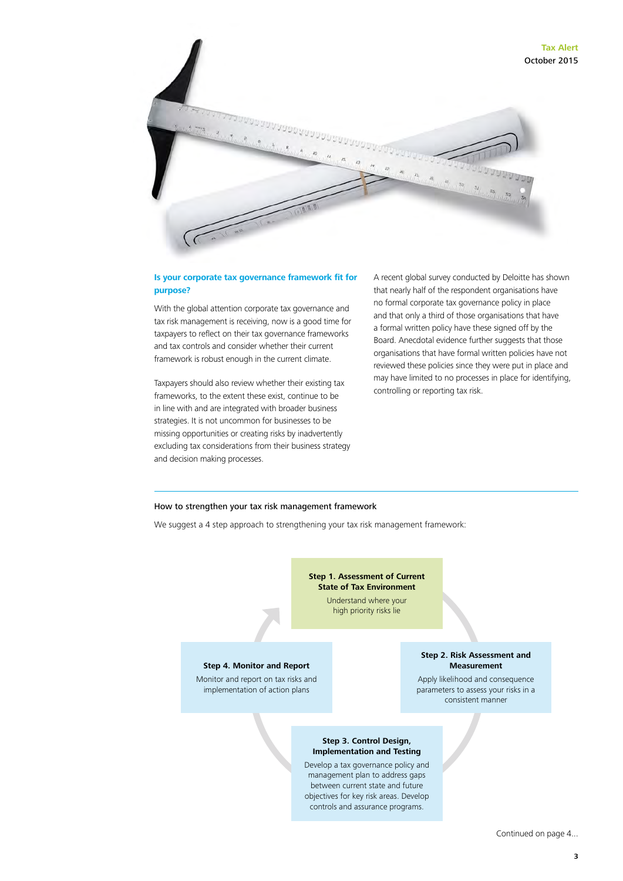## Is your corporate tax governance framework fit for purpose?

With the global attention corporate tax governance and tax risk management is receiving, now is a good time for taxpayers to reflect on their tax governance frameworks and tax controls and consider whether their current framework is robust enough in the current climate.

Taxpayers should also review whether their existing tax frameworks, to the extent these exist, continue to be in line with and are integrated with broader business strategies. It is not uncommon for businesses to be missing opportunities or creating risks by inadvertently excluding tax considerations from their business strategy and decision making processes.

A recent global survey conducted by Deloitte has shown that nearly half of the respondent organisations have no formal corporate tax governance policy in place and that only a third of those organisations that have a formal written policy have these signed off by the Board. Anecdotal evidence further suggests that those organisations that have formal written policies have not reviewed these policies since they were put in place and may have limited to no processes in place for identifying, controlling or reporting tax risk.

### How to strengthen your tax risk management framework

We suggest a 4 step approach to strengthening your tax risk management framework:

**Step 1. Assessment of Current State of Tax Environment**
Understand where your high priority risks lie

**Step 2. Risk Assessment and Measurement**
Apply likelihood and consequence parameters to assess your risks in a consistent manner

**Step 3. Control Design, Implementation and Testing**
Develop a tax governance policy and management plan to address gaps between current state and future objectives for key risk areas. Develop controls and assurance programs.

**Step 4. Monitor and Report**
Monitor and report on tax risks and implementation of action plans

Continued on page 4...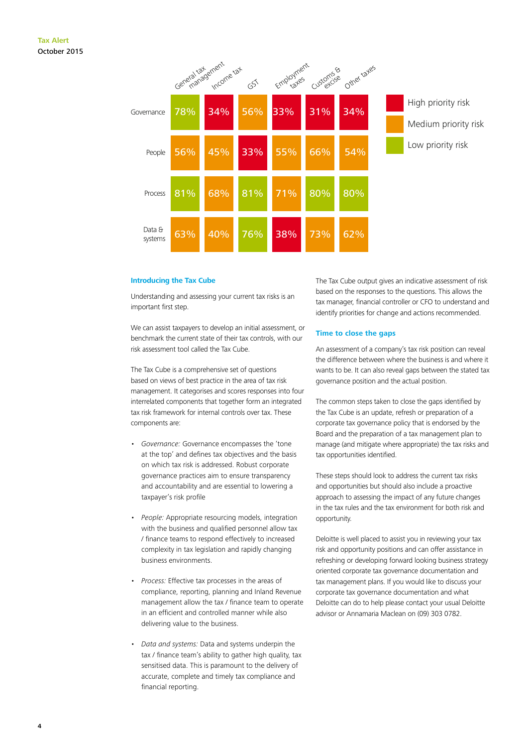| | General tax management | Income tax | GST | Employment taxes | Customs & excise | Other taxes |
|---|---|---|---|---|---|---|
| Governance | 78% | 34% | 56% | 33% | 31% | 34% |
| People | 56% | 45% | 33% | 55% | 66% | 54% |
| Process | 81% | 68% | 81% | 71% | 80% | 80% |
| Data & systems | 63% | 40% | 76% | 38% | 73% | 62% |

High priority risk

Medium priority risk

Low priority risk

### Introducing the Tax Cube

Understanding and assessing your current tax risks is an important first step.

We can assist taxpayers to develop an initial assessment, or benchmark the current state of their tax controls, with our risk assessment tool called the Tax Cube.

The Tax Cube is a comprehensive set of questions based on views of best practice in the area of tax risk management. It categorises and scores responses into four interrelated components that together form an integrated tax risk framework for internal controls over tax. These components are:

- *Governance:* Governance encompasses the 'tone at the top' and defines tax objectives and the basis on which tax risk is addressed. Robust corporate governance practices aim to ensure transparency and accountability and are essential to lowering a taxpayer's risk profile
- *People:* Appropriate resourcing models, integration with the business and qualified personnel allow tax / finance teams to respond effectively to increased complexity in tax legislation and rapidly changing business environments.
- *Process:* Effective tax processes in the areas of compliance, reporting, planning and Inland Revenue management allow the tax / finance team to operate in an efficient and controlled manner while also delivering value to the business.
- *Data and systems:* Data and systems underpin the tax / finance team's ability to gather high quality, tax sensitised data. This is paramount to the delivery of accurate, complete and timely tax compliance and financial reporting.

The Tax Cube output gives an indicative assessment of risk based on the responses to the questions. This allows the tax manager, financial controller or CFO to understand and identify priorities for change and actions recommended.

### Time to close the gaps

An assessment of a company's tax risk position can reveal the difference between where the business is and where it wants to be. It can also reveal gaps between the stated tax governance position and the actual position.

The common steps taken to close the gaps identified by the Tax Cube is an update, refresh or preparation of a corporate tax governance policy that is endorsed by the Board and the preparation of a tax management plan to manage (and mitigate where appropriate) the tax risks and tax opportunities identified.

These steps should look to address the current tax risks and opportunities but should also include a proactive approach to assessing the impact of any future changes in the tax rules and the tax environment for both risk and opportunity.

Deloitte is well placed to assist you in reviewing your tax risk and opportunity positions and can offer assistance in refreshing or developing forward looking business strategy oriented corporate tax governance documentation and tax management plans. If you would like to discuss your corporate tax governance documentation and what Deloitte can do to help please contact your usual Deloitte advisor or Annamaria Maclean on (09) 303 0782.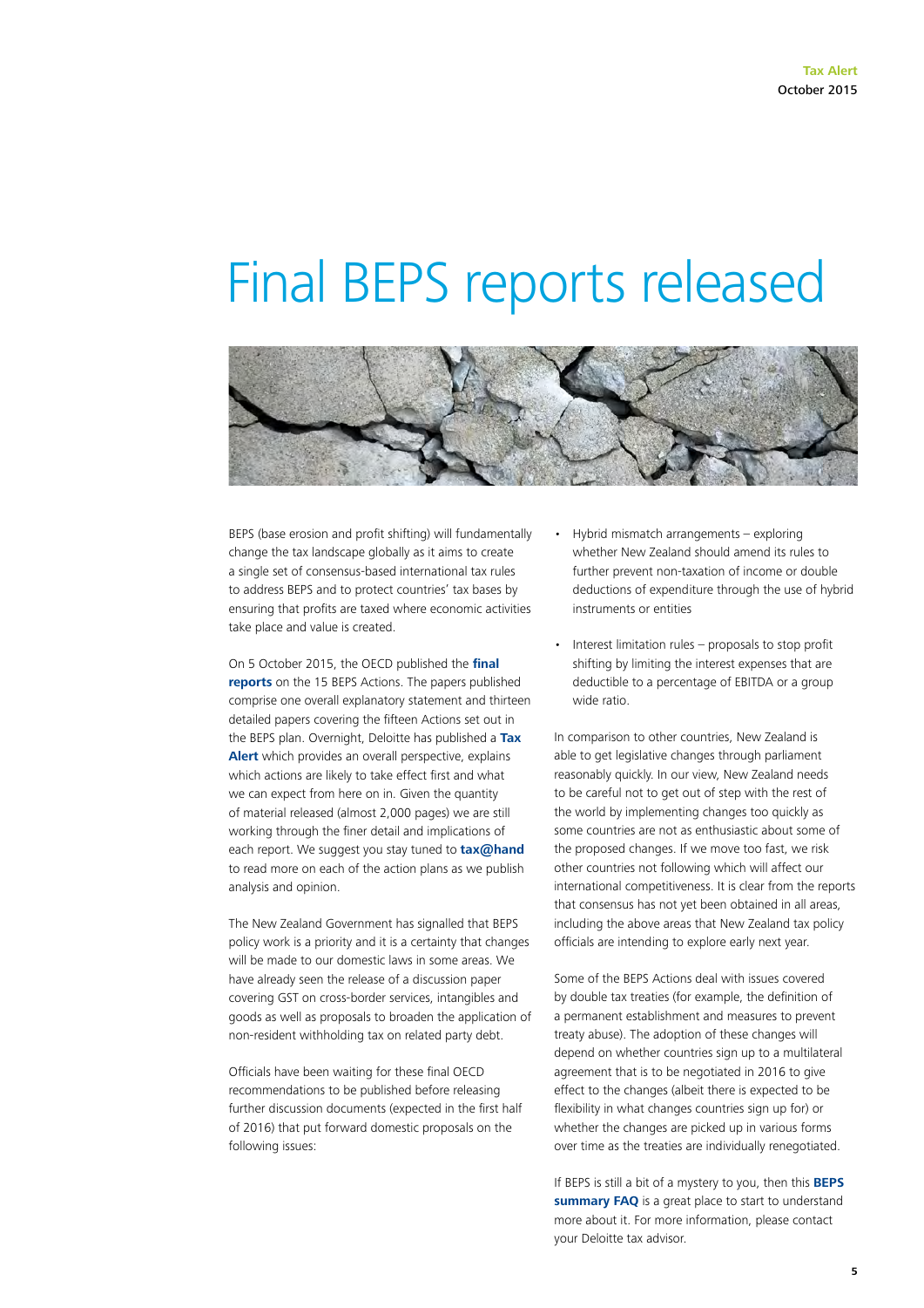# Final BEPS reports released

BEPS (base erosion and profit shifting) will fundamentally change the tax landscape globally as it aims to create a single set of consensus-based international tax rules to address BEPS and to protect countries' tax bases by ensuring that profits are taxed where economic activities take place and value is created.

On 5 October 2015, the OECD published the **final reports** on the 15 BEPS Actions. The papers published comprise one overall explanatory statement and thirteen detailed papers covering the fifteen Actions set out in the BEPS plan. Overnight, Deloitte has published a **Tax Alert** which provides an overall perspective, explains which actions are likely to take effect first and what we can expect from here on in. Given the quantity of material released (almost 2,000 pages) we are still working through the finer detail and implications of each report. We suggest you stay tuned to **tax@hand** to read more on each of the action plans as we publish analysis and opinion.

The New Zealand Government has signalled that BEPS policy work is a priority and it is a certainty that changes will be made to our domestic laws in some areas. We have already seen the release of a discussion paper covering GST on cross-border services, intangibles and goods as well as proposals to broaden the application of non-resident withholding tax on related party debt.

Officials have been waiting for these final OECD recommendations to be published before releasing further discussion documents (expected in the first half of 2016) that put forward domestic proposals on the following issues:

- Hybrid mismatch arrangements – exploring whether New Zealand should amend its rules to further prevent non-taxation of income or double deductions of expenditure through the use of hybrid instruments or entities
- Interest limitation rules – proposals to stop profit shifting by limiting the interest expenses that are deductible to a percentage of EBITDA or a group wide ratio.

In comparison to other countries, New Zealand is able to get legislative changes through parliament reasonably quickly. In our view, New Zealand needs to be careful not to get out of step with the rest of the world by implementing changes too quickly as some countries are not as enthusiastic about some of the proposed changes. If we move too fast, we risk other countries not following which will affect our international competitiveness. It is clear from the reports that consensus has not yet been obtained in all areas, including the above areas that New Zealand tax policy officials are intending to explore early next year.

Some of the BEPS Actions deal with issues covered by double tax treaties (for example, the definition of a permanent establishment and measures to prevent treaty abuse). The adoption of these changes will depend on whether countries sign up to a multilateral agreement that is to be negotiated in 2016 to give effect to the changes (albeit there is expected to be flexibility in what changes countries sign up for) or whether the changes are picked up in various forms over time as the treaties are individually renegotiated.

If BEPS is still a bit of a mystery to you, then this **BEPS summary FAQ** is a great place to start to understand more about it. For more information, please contact your Deloitte tax advisor.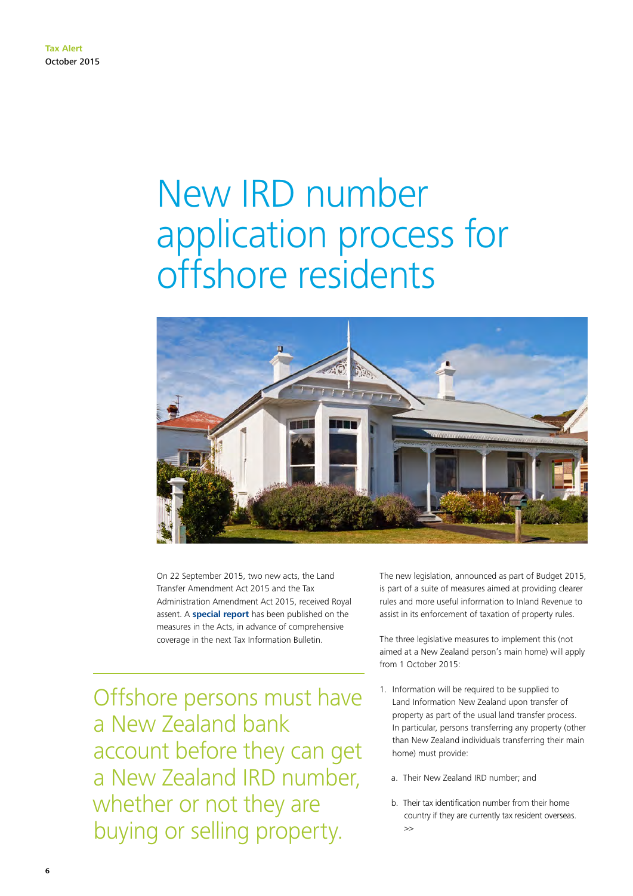# New IRD number application process for offshore residents

On 22 September 2015, two new acts, the Land Transfer Amendment Act 2015 and the Tax Administration Amendment Act 2015, received Royal assent. A **special report** has been published on the measures in the Acts, in advance of comprehensive coverage in the next Tax Information Bulletin.

Offshore persons must have a New Zealand bank account before they can get a New Zealand IRD number, whether or not they are buying or selling property.

The new legislation, announced as part of Budget 2015, is part of a suite of measures aimed at providing clearer rules and more useful information to Inland Revenue to assist in its enforcement of taxation of property rules.

The three legislative measures to implement this (not aimed at a New Zealand person's main home) will apply from 1 October 2015:

1. Information will be required to be supplied to Land Information New Zealand upon transfer of property as part of the usual land transfer process. In particular, persons transferring any property (other than New Zealand individuals transferring their main home) must provide:

   a. Their New Zealand IRD number; and

   b. Their tax identification number from their home country if they are currently tax resident overseas.

>>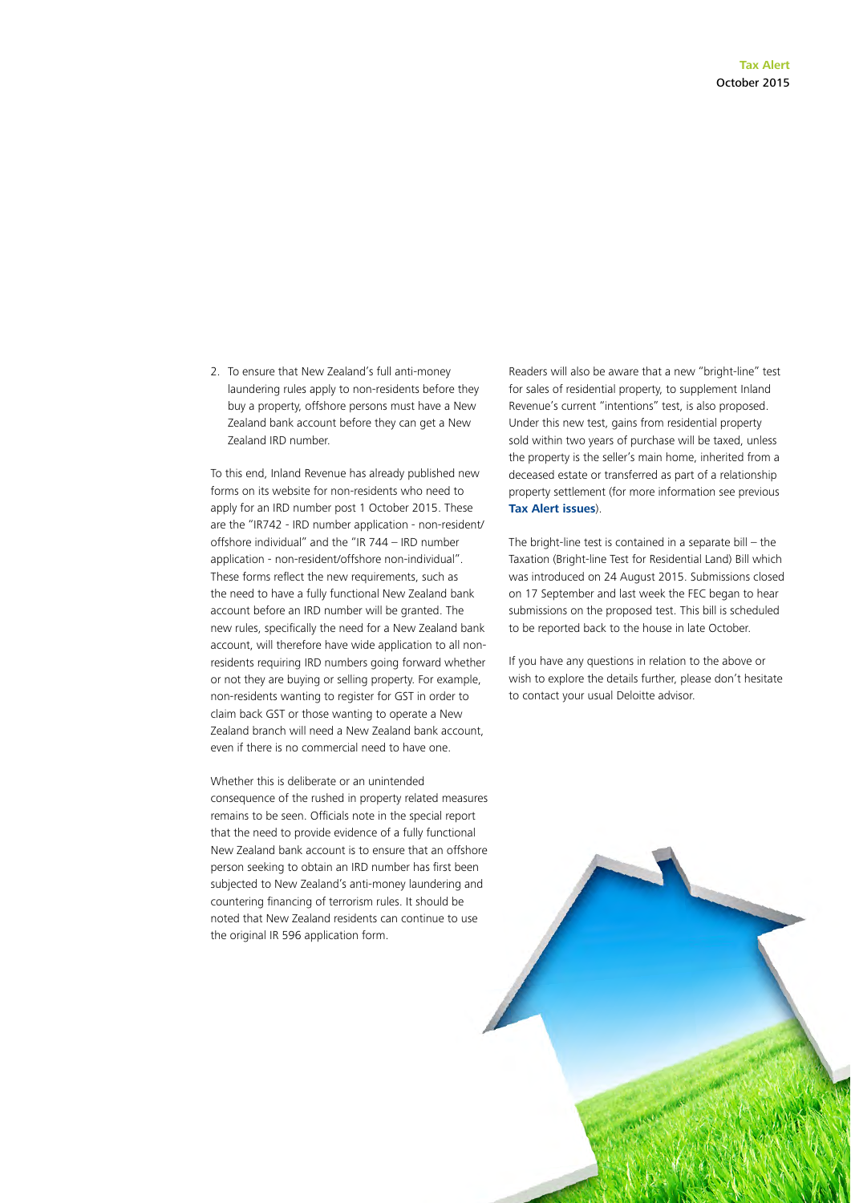2. To ensure that New Zealand's full anti-money laundering rules apply to non-residents before they buy a property, offshore persons must have a New Zealand bank account before they can get a New Zealand IRD number.

To this end, Inland Revenue has already published new forms on its website for non-residents who need to apply for an IRD number post 1 October 2015. These are the "IR742 - IRD number application - non-resident/offshore individual" and the "IR 744 – IRD number application - non-resident/offshore non-individual". These forms reflect the new requirements, such as the need to have a fully functional New Zealand bank account before an IRD number will be granted. The new rules, specifically the need for a New Zealand bank account, will therefore have wide application to all non-residents requiring IRD numbers going forward whether or not they are buying or selling property. For example, non-residents wanting to register for GST in order to claim back GST or those wanting to operate a New Zealand branch will need a New Zealand bank account, even if there is no commercial need to have one.

Whether this is deliberate or an unintended consequence of the rushed in property related measures remains to be seen. Officials note in the special report that the need to provide evidence of a fully functional New Zealand bank account is to ensure that an offshore person seeking to obtain an IRD number has first been subjected to New Zealand's anti-money laundering and countering financing of terrorism rules. It should be noted that New Zealand residents can continue to use the original IR 596 application form.

Readers will also be aware that a new "bright-line" test for sales of residential property, to supplement Inland Revenue's current "intentions" test, is also proposed. Under this new test, gains from residential property sold within two years of purchase will be taxed, unless the property is the seller's main home, inherited from a deceased estate or transferred as part of a relationship property settlement (for more information see previous **Tax Alert issues**).

The bright-line test is contained in a separate bill – the Taxation (Bright-line Test for Residential Land) Bill which was introduced on 24 August 2015. Submissions closed on 17 September and last week the FEC began to hear submissions on the proposed test. This bill is scheduled to be reported back to the house in late October.

If you have any questions in relation to the above or wish to explore the details further, please don't hesitate to contact your usual Deloitte advisor.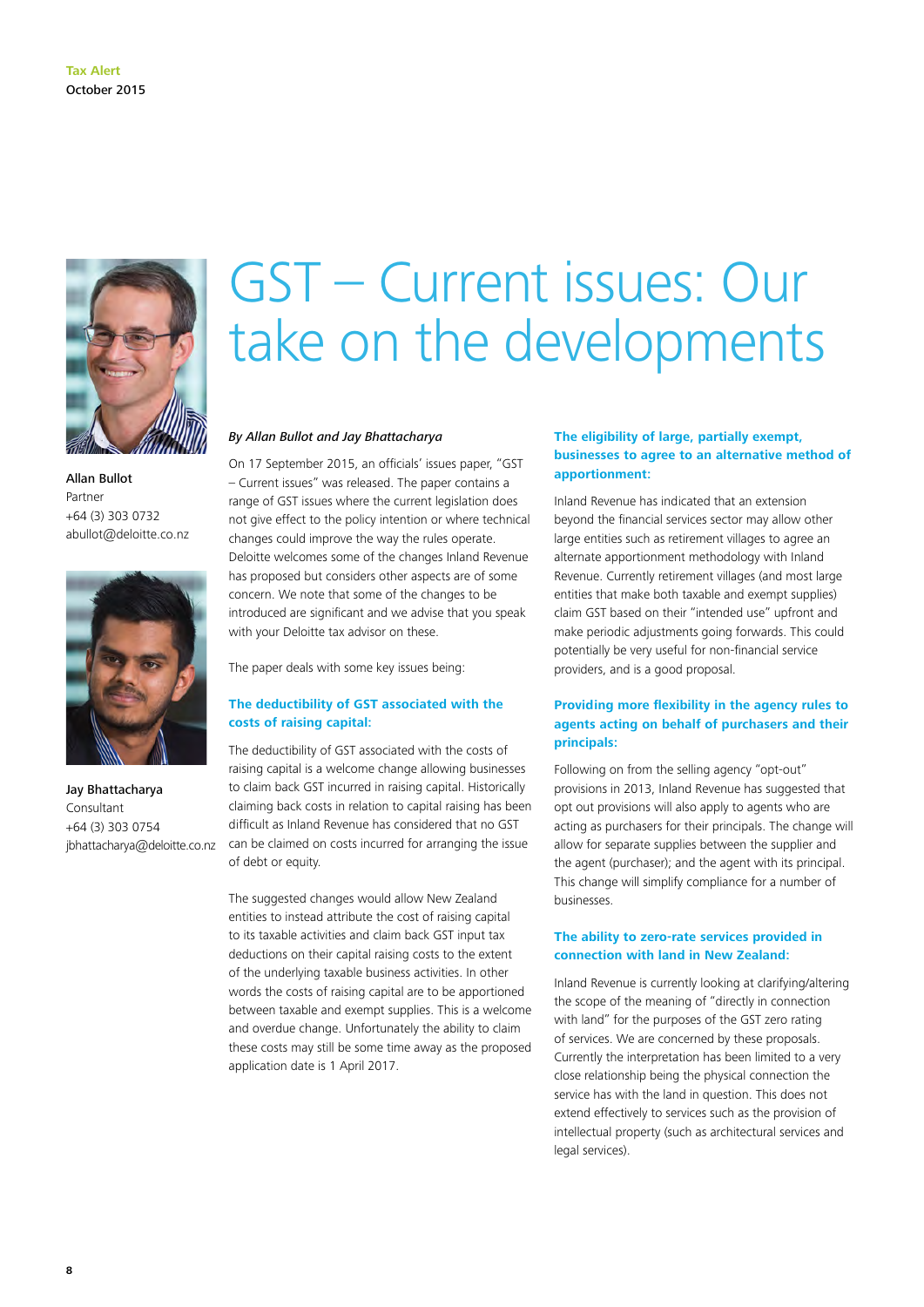Tax Alert
October 2015

# GST – Current issues: Our take on the developments

**Allan Bullot**
Partner
+64 (3) 303 0732
abullot@deloitte.co.nz

**Jay Bhattacharya**
Consultant
+64 (3) 303 0754
jbhattacharya@deloitte.co.nz

*By Allan Bullot and Jay Bhattacharya*

On 17 September 2015, an officials' issues paper, "GST – Current issues" was released. The paper contains a range of GST issues where the current legislation does not give effect to the policy intention or where technical changes could improve the way the rules operate. Deloitte welcomes some of the changes Inland Revenue has proposed but considers other aspects are of some concern. We note that some of the changes to be introduced are significant and we advise that you speak with your Deloitte tax advisor on these.

The paper deals with some key issues being:

## The deductibility of GST associated with the costs of raising capital:

The deductibility of GST associated with the costs of raising capital is a welcome change allowing businesses to claim back GST incurred in raising capital. Historically claiming back costs in relation to capital raising has been difficult as Inland Revenue has considered that no GST can be claimed on costs incurred for arranging the issue of debt or equity.

The suggested changes would allow New Zealand entities to instead attribute the cost of raising capital to its taxable activities and claim back GST input tax deductions on their capital raising costs to the extent of the underlying taxable business activities. In other words the costs of raising capital are to be apportioned between taxable and exempt supplies. This is a welcome and overdue change. Unfortunately the ability to claim these costs may still be some time away as the proposed application date is 1 April 2017.

## The eligibility of large, partially exempt, businesses to agree to an alternative method of apportionment:

Inland Revenue has indicated that an extension beyond the financial services sector may allow other large entities such as retirement villages to agree an alternate apportionment methodology with Inland Revenue. Currently retirement villages (and most large entities that make both taxable and exempt supplies) claim GST based on their "intended use" upfront and make periodic adjustments going forwards. This could potentially be very useful for non-financial service providers, and is a good proposal.

## Providing more flexibility in the agency rules to agents acting on behalf of purchasers and their principals:

Following on from the selling agency "opt-out" provisions in 2013, Inland Revenue has suggested that opt out provisions will also apply to agents who are acting as purchasers for their principals. The change will allow for separate supplies between the supplier and the agent (purchaser); and the agent with its principal. This change will simplify compliance for a number of businesses.

## The ability to zero-rate services provided in connection with land in New Zealand:

Inland Revenue is currently looking at clarifying/altering the scope of the meaning of "directly in connection with land" for the purposes of the GST zero rating of services. We are concerned by these proposals. Currently the interpretation has been limited to a very close relationship being the physical connection the service has with the land in question. This does not extend effectively to services such as the provision of intellectual property (such as architectural services and legal services).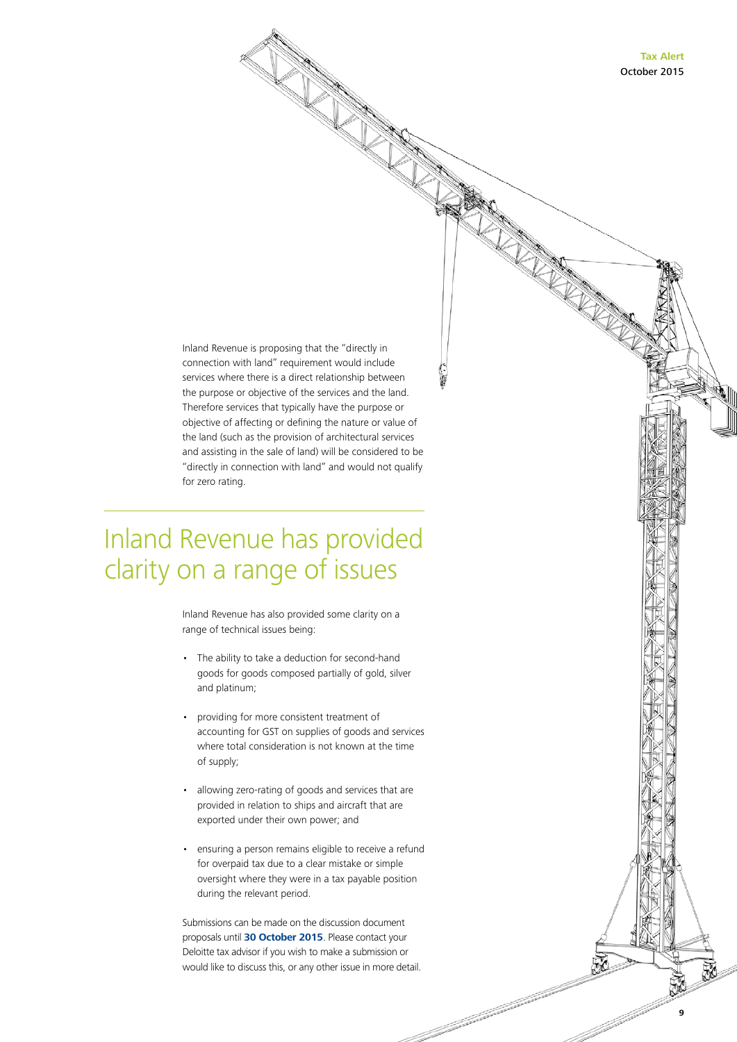Inland Revenue is proposing that the "directly in connection with land" requirement would include services where there is a direct relationship between the purpose or objective of the services and the land. Therefore services that typically have the purpose or objective of affecting or defining the nature or value of the land (such as the provision of architectural services and assisting in the sale of land) will be considered to be "directly in connection with land" and would not qualify for zero rating.

## Inland Revenue has provided clarity on a range of issues

Inland Revenue has also provided some clarity on a range of technical issues being:

- The ability to take a deduction for second-hand goods for goods composed partially of gold, silver and platinum;
- providing for more consistent treatment of accounting for GST on supplies of goods and services where total consideration is not known at the time of supply;
- allowing zero-rating of goods and services that are provided in relation to ships and aircraft that are exported under their own power; and
- ensuring a person remains eligible to receive a refund for overpaid tax due to a clear mistake or simple oversight where they were in a tax payable position during the relevant period.

Submissions can be made on the discussion document proposals until **30 October 2015**. Please contact your Deloitte tax advisor if you wish to make a submission or would like to discuss this, or any other issue in more detail.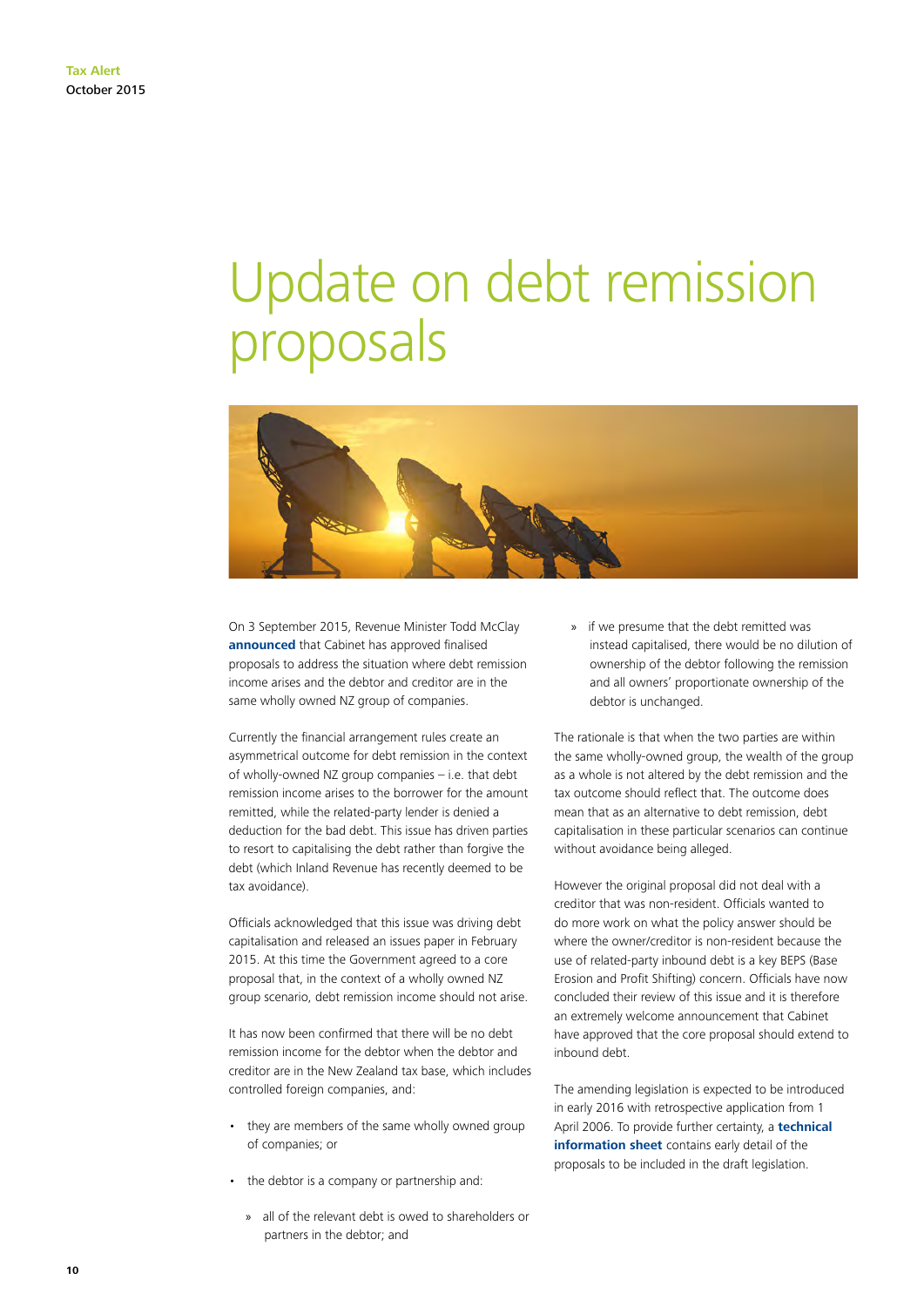# Update on debt remission proposals

On 3 September 2015, Revenue Minister Todd McClay **announced** that Cabinet has approved finalised proposals to address the situation where debt remission income arises and the debtor and creditor are in the same wholly owned NZ group of companies.

Currently the financial arrangement rules create an asymmetrical outcome for debt remission in the context of wholly-owned NZ group companies – i.e. that debt remission income arises to the borrower for the amount remitted, while the related-party lender is denied a deduction for the bad debt. This issue has driven parties to resort to capitalising the debt rather than forgive the debt (which Inland Revenue has recently deemed to be tax avoidance).

Officials acknowledged that this issue was driving debt capitalisation and released an issues paper in February 2015. At this time the Government agreed to a core proposal that, in the context of a wholly owned NZ group scenario, debt remission income should not arise.

It has now been confirmed that there will be no debt remission income for the debtor when the debtor and creditor are in the New Zealand tax base, which includes controlled foreign companies, and:

- they are members of the same wholly owned group of companies; or
- the debtor is a company or partnership and:
  - all of the relevant debt is owed to shareholders or partners in the debtor; and
  - if we presume that the debt remitted was instead capitalised, there would be no dilution of ownership of the debtor following the remission and all owners' proportionate ownership of the debtor is unchanged.

The rationale is that when the two parties are within the same wholly-owned group, the wealth of the group as a whole is not altered by the debt remission and the tax outcome should reflect that. The outcome does mean that as an alternative to debt remission, debt capitalisation in these particular scenarios can continue without avoidance being alleged.

However the original proposal did not deal with a creditor that was non-resident. Officials wanted to do more work on what the policy answer should be where the owner/creditor is non-resident because the use of related-party inbound debt is a key BEPS (Base Erosion and Profit Shifting) concern. Officials have now concluded their review of this issue and it is therefore an extremely welcome announcement that Cabinet have approved that the core proposal should extend to inbound debt.

The amending legislation is expected to be introduced in early 2016 with retrospective application from 1 April 2006. To provide further certainty, a **technical information sheet** contains early detail of the proposals to be included in the draft legislation.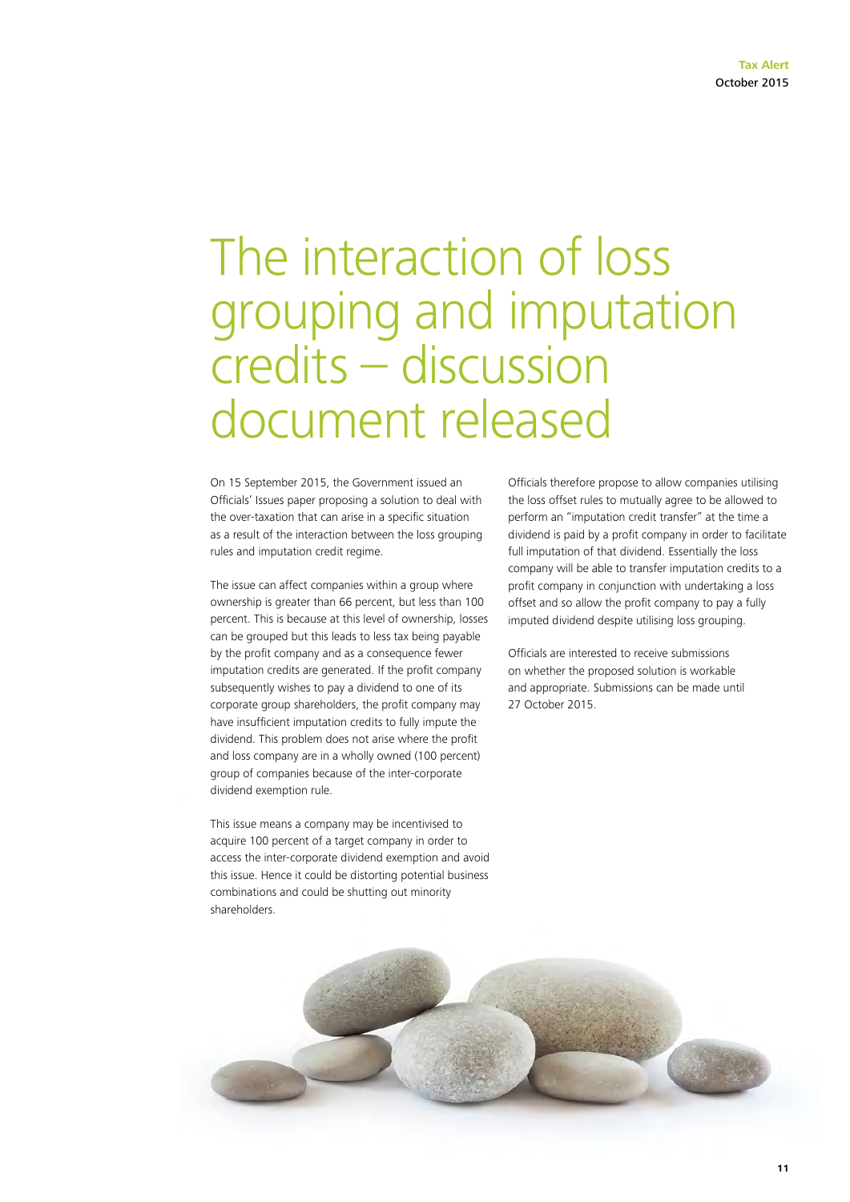# The interaction of loss grouping and imputation credits – discussion document released

On 15 September 2015, the Government issued an Officials' Issues paper proposing a solution to deal with the over-taxation that can arise in a specific situation as a result of the interaction between the loss grouping rules and imputation credit regime.

The issue can affect companies within a group where ownership is greater than 66 percent, but less than 100 percent. This is because at this level of ownership, losses can be grouped but this leads to less tax being payable by the profit company and as a consequence fewer imputation credits are generated. If the profit company subsequently wishes to pay a dividend to one of its corporate group shareholders, the profit company may have insufficient imputation credits to fully impute the dividend. This problem does not arise where the profit and loss company are in a wholly owned (100 percent) group of companies because of the inter-corporate dividend exemption rule.

This issue means a company may be incentivised to acquire 100 percent of a target company in order to access the inter-corporate dividend exemption and avoid this issue. Hence it could be distorting potential business combinations and could be shutting out minority shareholders.

Officials therefore propose to allow companies utilising the loss offset rules to mutually agree to be allowed to perform an "imputation credit transfer" at the time a dividend is paid by a profit company in order to facilitate full imputation of that dividend. Essentially the loss company will be able to transfer imputation credits to a profit company in conjunction with undertaking a loss offset and so allow the profit company to pay a fully imputed dividend despite utilising loss grouping.

Officials are interested to receive submissions on whether the proposed solution is workable and appropriate. Submissions can be made until 27 October 2015.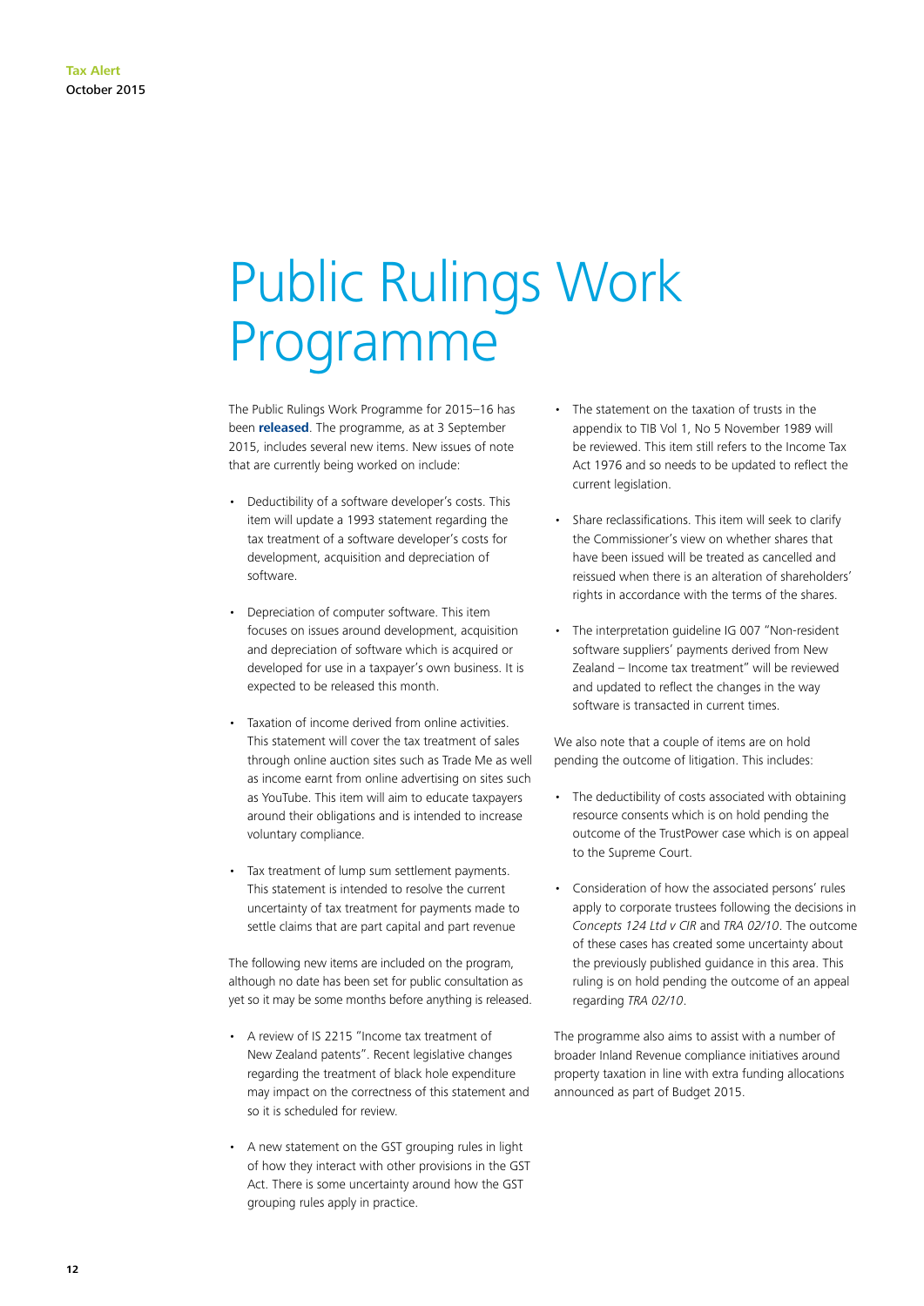# Public Rulings Work Programme

The Public Rulings Work Programme for 2015–16 has been **released**. The programme, as at 3 September 2015, includes several new items. New issues of note that are currently being worked on include:

- Deductibility of a software developer's costs. This item will update a 1993 statement regarding the tax treatment of a software developer's costs for development, acquisition and depreciation of software.
- Depreciation of computer software. This item focuses on issues around development, acquisition and depreciation of software which is acquired or developed for use in a taxpayer's own business. It is expected to be released this month.
- Taxation of income derived from online activities. This statement will cover the tax treatment of sales through online auction sites such as Trade Me as well as income earnt from online advertising on sites such as YouTube. This item will aim to educate taxpayers around their obligations and is intended to increase voluntary compliance.
- Tax treatment of lump sum settlement payments. This statement is intended to resolve the current uncertainty of tax treatment for payments made to settle claims that are part capital and part revenue

The following new items are included on the program, although no date has been set for public consultation as yet so it may be some months before anything is released.

- A review of IS 2215 "Income tax treatment of New Zealand patents". Recent legislative changes regarding the treatment of black hole expenditure may impact on the correctness of this statement and so it is scheduled for review.
- A new statement on the GST grouping rules in light of how they interact with other provisions in the GST Act. There is some uncertainty around how the GST grouping rules apply in practice.
- The statement on the taxation of trusts in the appendix to TIB Vol 1, No 5 November 1989 will be reviewed. This item still refers to the Income Tax Act 1976 and so needs to be updated to reflect the current legislation.
- Share reclassifications. This item will seek to clarify the Commissioner's view on whether shares that have been issued will be treated as cancelled and reissued when there is an alteration of shareholders' rights in accordance with the terms of the shares.
- The interpretation guideline IG 007 "Non-resident software suppliers' payments derived from New Zealand – Income tax treatment" will be reviewed and updated to reflect the changes in the way software is transacted in current times.

We also note that a couple of items are on hold pending the outcome of litigation. This includes:

- The deductibility of costs associated with obtaining resource consents which is on hold pending the outcome of the TrustPower case which is on appeal to the Supreme Court.
- Consideration of how the associated persons' rules apply to corporate trustees following the decisions in *Concepts 124 Ltd v CIR* and *TRA 02/10*. The outcome of these cases has created some uncertainty about the previously published guidance in this area. This ruling is on hold pending the outcome of an appeal regarding *TRA 02/10*.

The programme also aims to assist with a number of broader Inland Revenue compliance initiatives around property taxation in line with extra funding allocations announced as part of Budget 2015.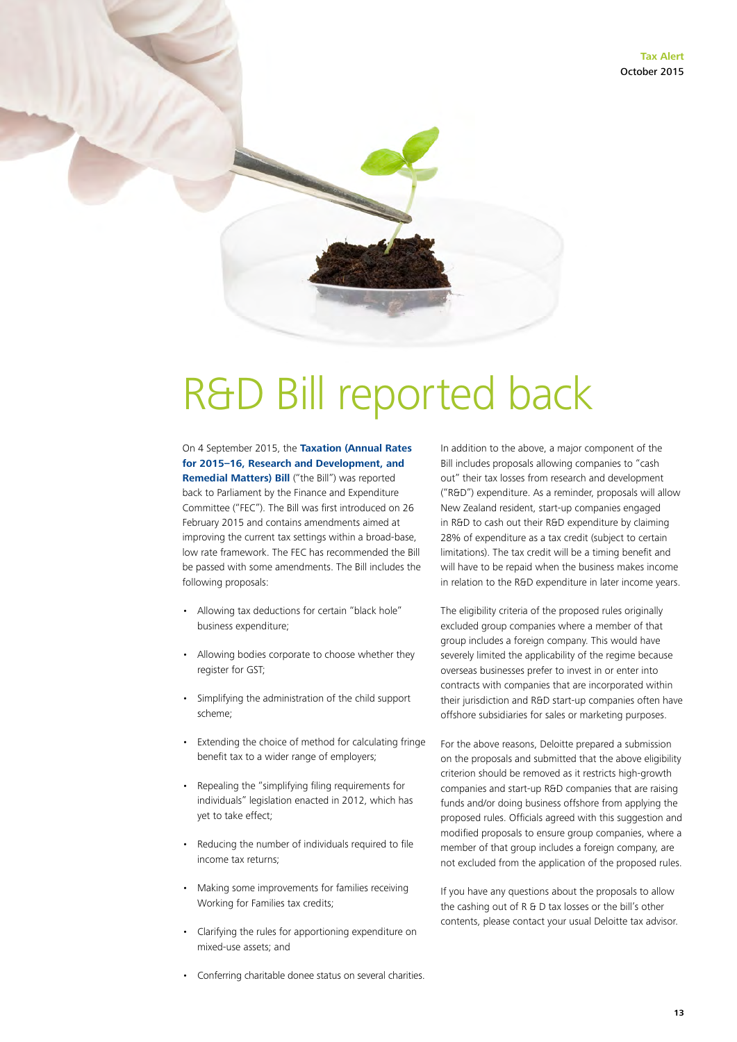# R&D Bill reported back

On 4 September 2015, the **Taxation (Annual Rates for 2015–16, Research and Development, and Remedial Matters) Bill** ("the Bill") was reported back to Parliament by the Finance and Expenditure Committee ("FEC"). The Bill was first introduced on 26 February 2015 and contains amendments aimed at improving the current tax settings within a broad-base, low rate framework. The FEC has recommended the Bill be passed with some amendments. The Bill includes the following proposals:

- Allowing tax deductions for certain "black hole" business expenditure;
- Allowing bodies corporate to choose whether they register for GST;
- Simplifying the administration of the child support scheme;
- Extending the choice of method for calculating fringe benefit tax to a wider range of employers;
- Repealing the "simplifying filing requirements for individuals" legislation enacted in 2012, which has yet to take effect;
- Reducing the number of individuals required to file income tax returns;
- Making some improvements for families receiving Working for Families tax credits;
- Clarifying the rules for apportioning expenditure on mixed-use assets; and
- Conferring charitable donee status on several charities.

In addition to the above, a major component of the Bill includes proposals allowing companies to "cash out" their tax losses from research and development ("R&D") expenditure. As a reminder, proposals will allow New Zealand resident, start-up companies engaged in R&D to cash out their R&D expenditure by claiming 28% of expenditure as a tax credit (subject to certain limitations). The tax credit will be a timing benefit and will have to be repaid when the business makes income in relation to the R&D expenditure in later income years.

The eligibility criteria of the proposed rules originally excluded group companies where a member of that group includes a foreign company. This would have severely limited the applicability of the regime because overseas businesses prefer to invest in or enter into contracts with companies that are incorporated within their jurisdiction and R&D start-up companies often have offshore subsidiaries for sales or marketing purposes.

For the above reasons, Deloitte prepared a submission on the proposals and submitted that the above eligibility criterion should be removed as it restricts high-growth companies and start-up R&D companies that are raising funds and/or doing business offshore from applying the proposed rules. Officials agreed with this suggestion and modified proposals to ensure group companies, where a member of that group includes a foreign company, are not excluded from the application of the proposed rules.

If you have any questions about the proposals to allow the cashing out of R & D tax losses or the bill's other contents, please contact your usual Deloitte tax advisor.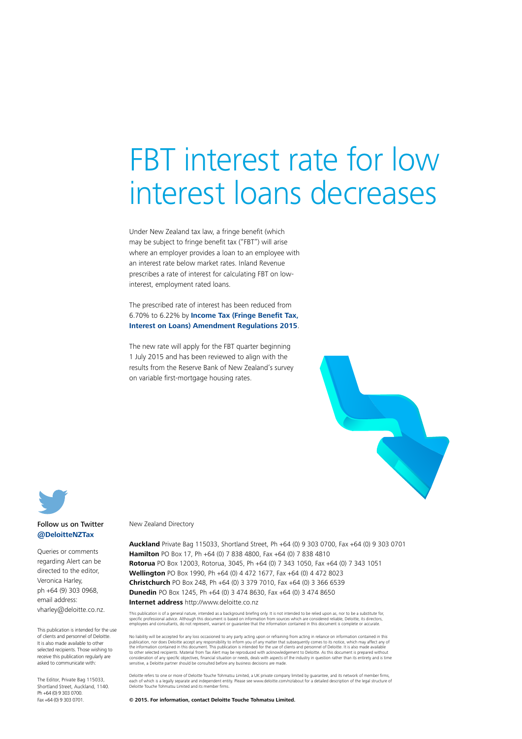# FBT interest rate for low interest loans decreases

Under New Zealand tax law, a fringe benefit (which may be subject to fringe benefit tax ("FBT") will arise where an employer provides a loan to an employee with an interest rate below market rates. Inland Revenue prescribes a rate of interest for calculating FBT on low-interest, employment rated loans.

The prescribed rate of interest has been reduced from 6.70% to 6.22% by **Income Tax (Fringe Benefit Tax, Interest on Loans) Amendment Regulations 2015**.

The new rate will apply for the FBT quarter beginning 1 July 2015 and has been reviewed to align with the results from the Reserve Bank of New Zealand's survey on variable first-mortgage housing rates.

Follow us on Twitter **@DeloitteNZTax**

Queries or comments regarding Alert can be directed to the editor, Veronica Harley, ph +64 (9) 303 0968, email address: vharley@deloitte.co.nz.

This publication is intended for the use of clients and personnel of Deloitte. It is also made available to other selected recipients. Those wishing to receive this publication regularly are asked to communicate with:

The Editor, Private Bag 115033, Shortland Street, Auckland, 1140. Ph +64 (0) 9 303 0700. Fax +64 (0) 9 303 0701.

New Zealand Directory

**Auckland** Private Bag 115033, Shortland Street, Ph +64 (0) 9 303 0700, Fax +64 (0) 9 303 0701
**Hamilton** PO Box 17, Ph +64 (0) 7 838 4800, Fax +64 (0) 7 838 4810
**Rotorua** PO Box 12003, Rotorua, 3045, Ph +64 (0) 7 343 1050, Fax +64 (0) 7 343 1051
**Wellington** PO Box 1990, Ph +64 (0) 4 472 1677, Fax +64 (0) 4 472 8023
**Christchurch** PO Box 248, Ph +64 (0) 3 379 7010, Fax +64 (0) 3 366 6539
**Dunedin** PO Box 1245, Ph +64 (0) 3 474 8630, Fax +64 (0) 3 474 8650
**Internet address** http://www.deloitte.co.nz

This publication is of a general nature, intended as a background briefing only. It is not intended to be relied upon as, nor to be a substitute for, specific professional advice. Although this document is based on information from sources which are considered reliable, Deloitte, its directors, employees and consultants, do not represent, warrant or guarantee that the information contained in this document is complete or accurate.

No liability will be accepted for any loss occasioned to any party acting upon or refraining from acting in reliance on information contained in this publication, nor does Deloitte accept any responsibility to inform you of any matter that subsequently comes to its notice, which may affect any of the information contained in this document. This publication is intended for the use of clients and personnel of Deloitte. It is also made available to other selected recipients. Material from Tax Alert may be reproduced with acknowledgement to Deloitte. As this document is prepared without consideration of any specific objectives, financial situation or needs, deals with aspects of the industry in question rather than its entirety and is time sensitive, a Deloitte partner should be consulted before any business decisions are made.

Deloitte refers to one or more of Deloitte Touche Tohmatsu Limited, a UK private company limited by guarantee, and its network of member firms, each of which is a legally separate and independent entity. Please see www.deloitte.com/nz/about for a detailed description of the legal structure of Deloitte Touche Tohmatsu Limited and its member firms.

**© 2015. For information, contact Deloitte Touche Tohmatsu Limited.**